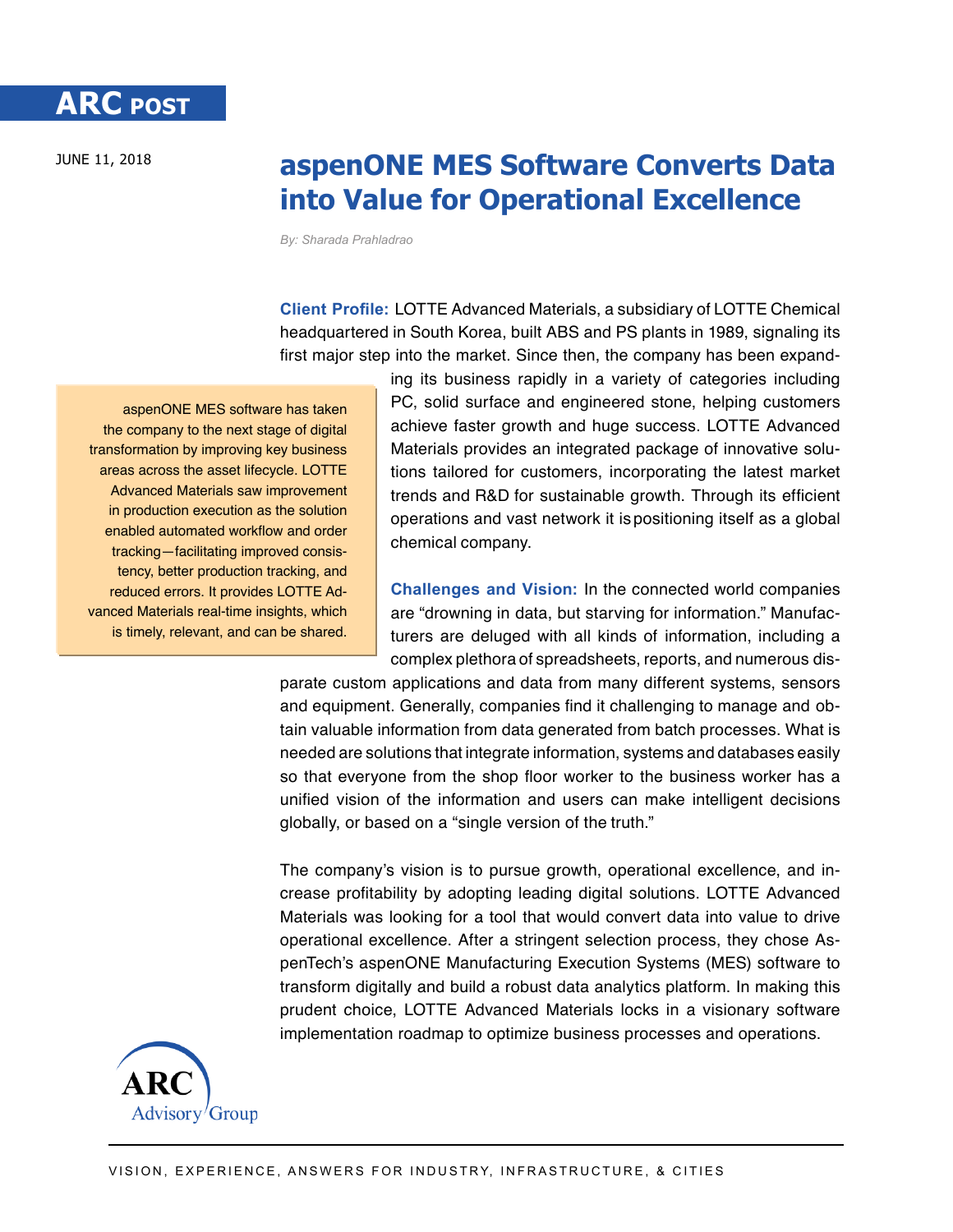ARC POST

JUNE 11, 2018

# aspenONE MES Software Converts Data into Value for Operational Excellence

*By: Sharada Prahladrao*

**Client Profile:** LOTTE Advanced Materials, a subsidiary of LOTTE Chemical headquartered in South Korea, built ABS and PS plants in 1989, signaling its first major step into the market. Since then, the company has been expanding its business rapidly in a variety of categories including PC, solid surface and engineered stone, helping customers achieve faster growth and huge success. LOTTE Advanced Materials provides an integrated package of innovative solutions tailored for customers, incorporating the latest market trends and R&D for sustainable growth. Through its efficient operations and vast network it is positioning itself as a global chemical company.

> aspenONE MES software has taken the company to the next stage of digital transformation by improving key business areas across the asset lifecycle. LOTTE Advanced Materials saw improvement in production execution as the solution enabled automated workflow and order tracking—facilitating improved consistency, better production tracking, and reduced errors. It provides LOTTE Advanced Materials real-time insights, which is timely, relevant, and can be shared.

**Challenges and Vision:** In the connected world companies are "drowning in data, but starving for information." Manufacturers are deluged with all kinds of information, including a complex plethora of spreadsheets, reports, and numerous disparate custom applications and data from many different systems, sensors and equipment. Generally, companies find it challenging to manage and obtain valuable information from data generated from batch processes. What is needed are solutions that integrate information, systems and databases easily so that everyone from the shop floor worker to the business worker has a unified vision of the information and users can make intelligent decisions globally, or based on a "single version of the truth."

The company's vision is to pursue growth, operational excellence, and increase profitability by adopting leading digital solutions. LOTTE Advanced Materials was looking for a tool that would convert data into value to drive operational excellence. After a stringent selection process, they chose AspenTech's aspenONE Manufacturing Execution Systems (MES) software to transform digitally and build a robust data analytics platform. In making this prudent choice, LOTTE Advanced Materials locks in a visionary software implementation roadmap to optimize business processes and operations.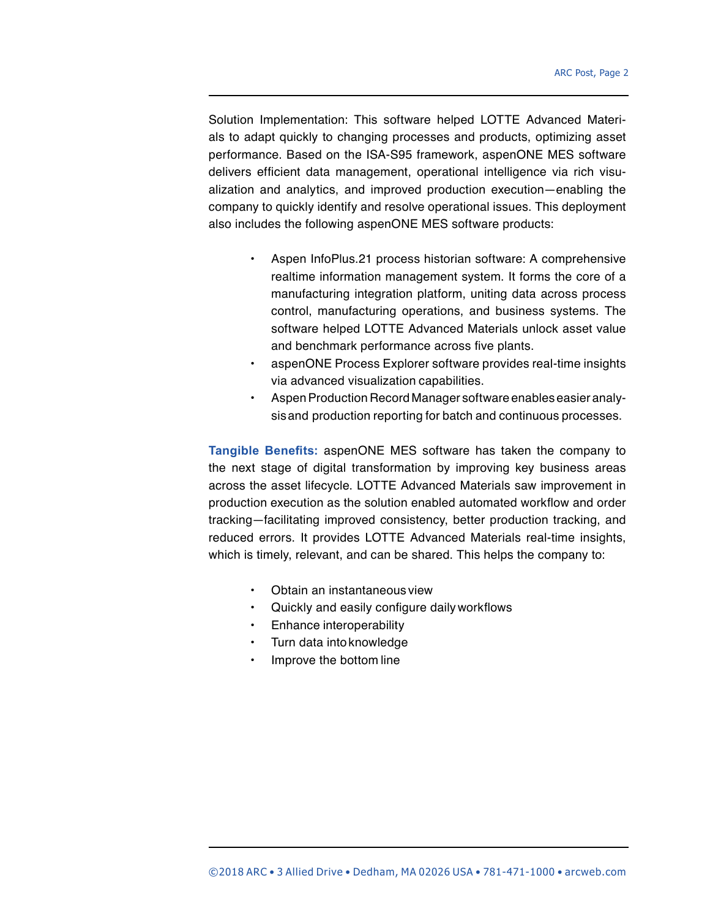Solution Implementation: This software helped LOTTE Advanced Materials to adapt quickly to changing processes and products, optimizing asset performance. Based on the ISA-S95 framework, aspenONE MES software delivers efficient data management, operational intelligence via rich visualization and analytics, and improved production execution—enabling the company to quickly identify and resolve operational issues. This deployment also includes the following aspenONE MES software products:

- Aspen InfoPlus.21 process historian software: A comprehensive realtime information management system. It forms the core of a manufacturing integration platform, uniting data across process control, manufacturing operations, and business systems. The software helped LOTTE Advanced Materials unlock asset value and benchmark performance across five plants.
- aspenONE Process Explorer software provides real-time insights via advanced visualization capabilities.
- Aspen Production Record Manager software enables easier analysis and production reporting for batch and continuous processes.

**Tangible Benefits:** aspenONE MES software has taken the company to the next stage of digital transformation by improving key business areas across the asset lifecycle. LOTTE Advanced Materials saw improvement in production execution as the solution enabled automated workflow and order tracking—facilitating improved consistency, better production tracking, and reduced errors. It provides LOTTE Advanced Materials real-time insights, which is timely, relevant, and can be shared. This helps the company to:

- Obtain an instantaneous view
- Quickly and easily configure daily workflows
- Enhance interoperability
- Turn data into knowledge
- Improve the bottom line